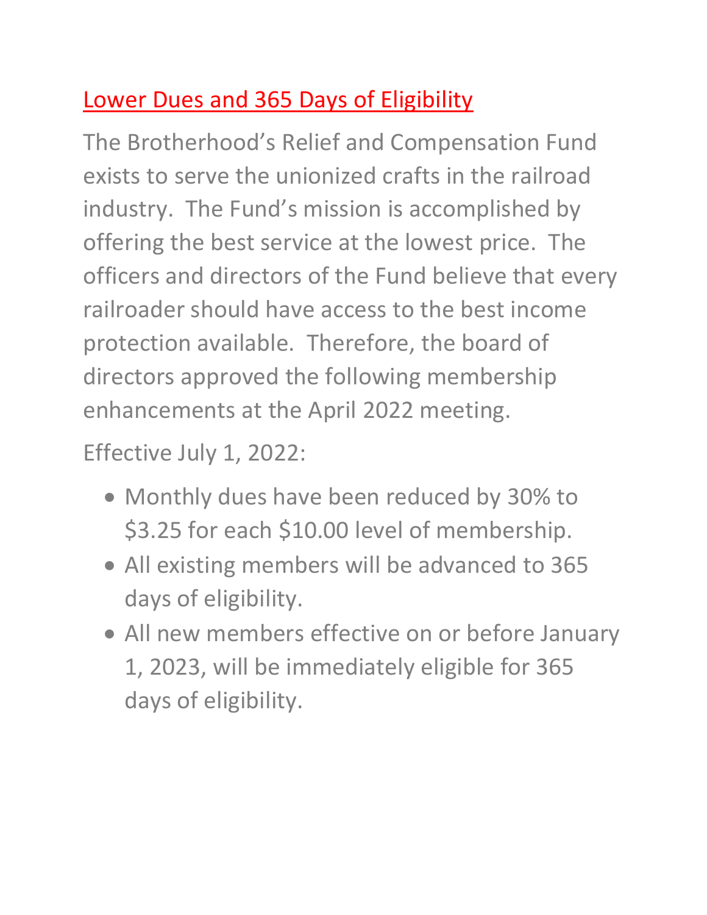# Lower Dues and 365 Days of Eligibility

The Brotherhood's Relief and Compensation Fund exists to serve the unionized crafts in the railroad industry. The Fund's mission is accomplished by offering the best service at the lowest price. The officers and directors of the Fund believe that every railroader should have access to the best income protection available. Therefore, the board of directors approved the following membership enhancements at the April 2022 meeting.

Effective July 1, 2022:

- Monthly dues have been reduced by 30% to $3.25 for each $10.00 level of membership.
- All existing members will be advanced to 365 days of eligibility.
- All new members effective on or before January 1, 2023, will be immediately eligible for 365 days of eligibility.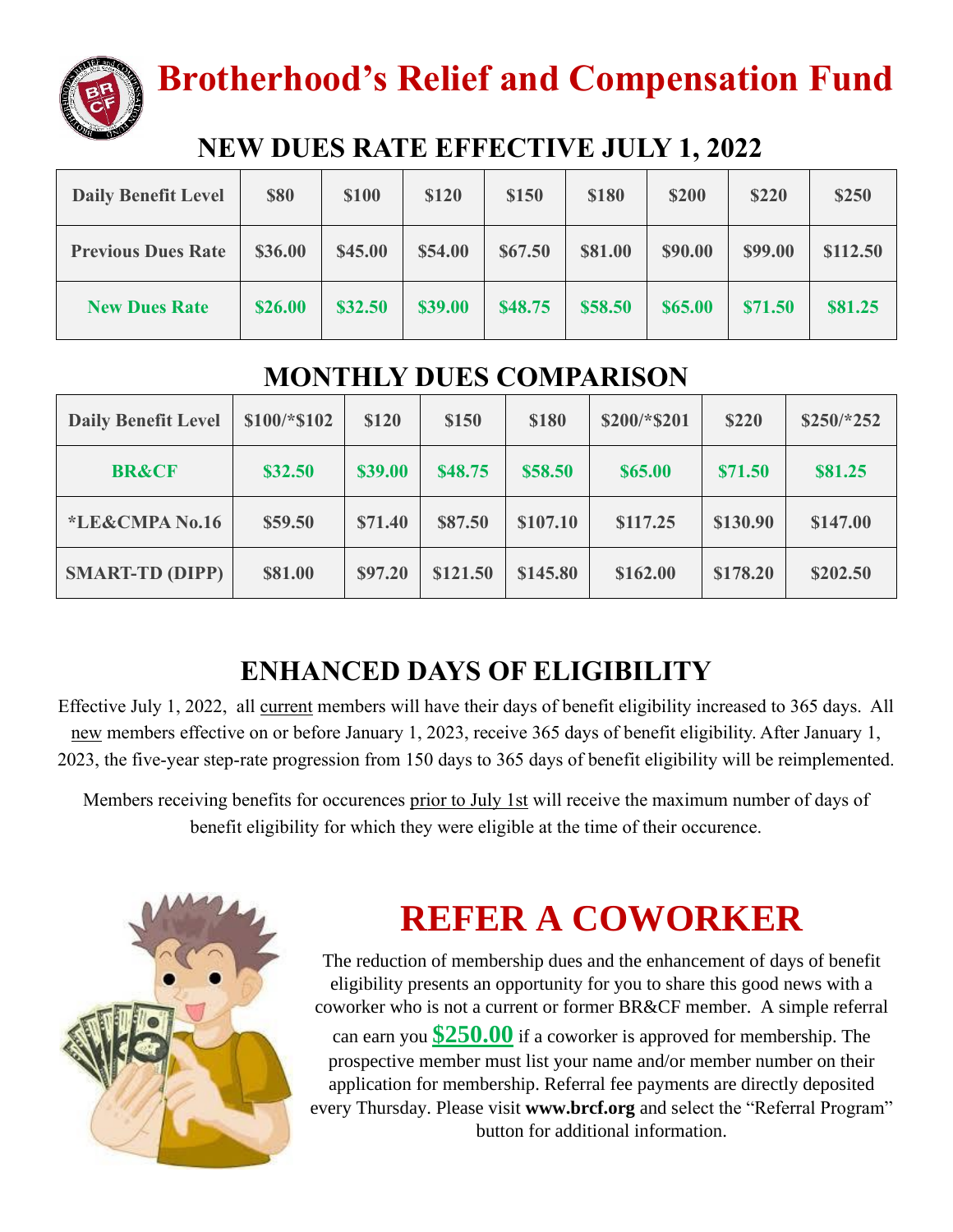# Brotherhood's Relief and Compensation Fund

## NEW DUES RATE EFFECTIVE JULY 1, 2022

| Daily Benefit Level | $80 | $100 | $120 | $150 | $180 | $200 | $220 | $250 |
|---|---|---|---|---|---|---|---|---|
| Previous Dues Rate | $36.00 | $45.00 | $54.00 | $67.50 | $81.00 | $90.00 | $99.00 | $112.50 |
| New Dues Rate | $26.00 | $32.50 | $39.00 | $48.75 | $58.50 | $65.00 | $71.50 | $81.25 |

## MONTHLY DUES COMPARISON

| Daily Benefit Level | $100/*$102 | $120 | $150 | $180 | $200/*$201 | $220 | $250/*252 |
|---|---|---|---|---|---|---|---|
| BR&CF | $32.50 | $39.00 | $48.75 | $58.50 | $65.00 | $71.50 | $81.25 |
| *LE&CMPA No.16 | $59.50 | $71.40 | $87.50 | $107.10 | $117.25 | $130.90 | $147.00 |
| SMART-TD (DIPP) | $81.00 | $97.20 | $121.50 | $145.80 | $162.00 | $178.20 | $202.50 |

## ENHANCED DAYS OF ELIGIBILITY

Effective July 1, 2022, all current members will have their days of benefit eligibility increased to 365 days. All new members effective on or before January 1, 2023, receive 365 days of benefit eligibility. After January 1, 2023, the five-year step-rate progression from 150 days to 365 days of benefit eligibility will be reimplemented.

Members receiving benefits for occurences prior to July 1st will receive the maximum number of days of benefit eligibility for which they were eligible at the time of their occurence.

## REFER A COWORKER

The reduction of membership dues and the enhancement of days of benefit eligibility presents an opportunity for you to share this good news with a coworker who is not a current or former BR&CF member. A simple referral can earn you **$250.00** if a coworker is approved for membership. The prospective member must list your name and/or member number on their application for membership. Referral fee payments are directly deposited every Thursday. Please visit **www.brcf.org** and select the "Referral Program" button for additional information.